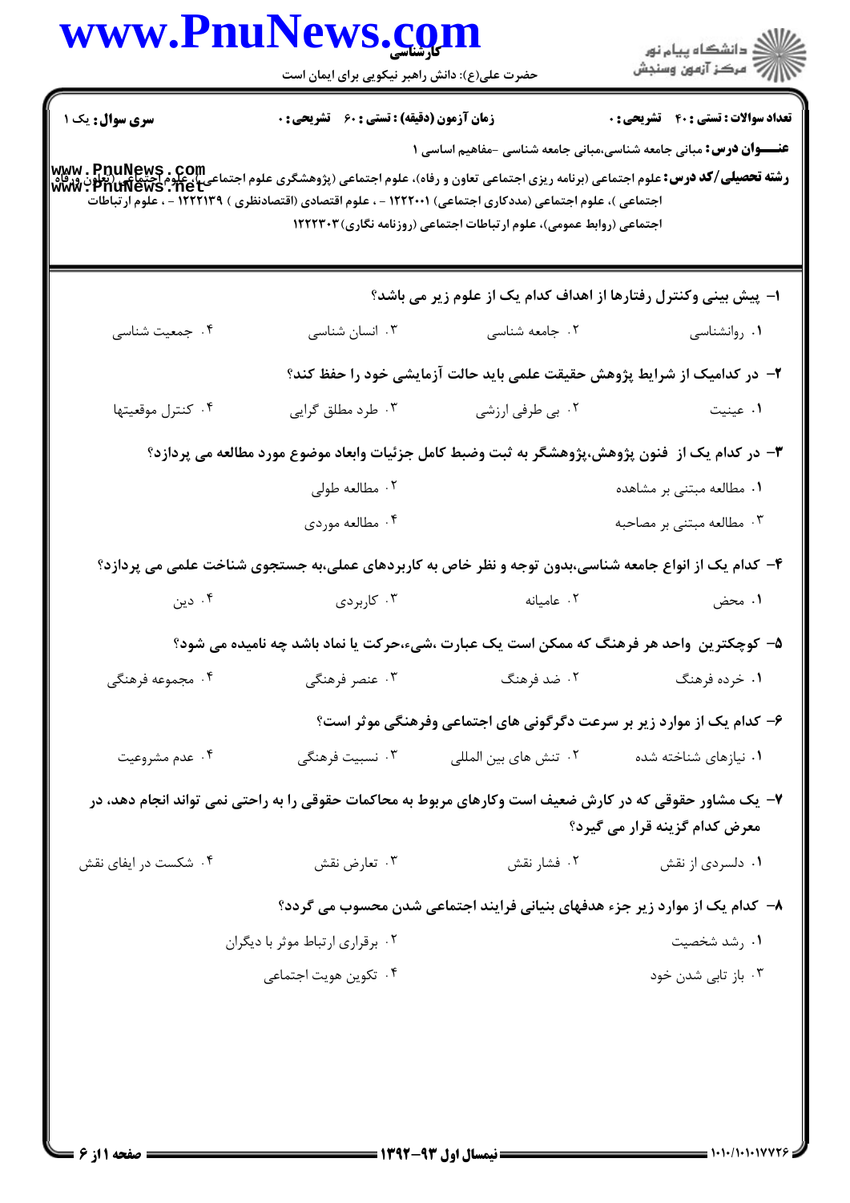کارشناسی

حضرت علی(ع): دانش راهبر نیکویی برای ایمان است

دانشگاه پیام نور
مرکز آزمون وسنجش

**سری سوال:** یک ۱

**زمان آزمون (دقیقه) : تستی : ۶۰ تشریحی : ۰**

**تعداد سوالات : تستی : ۴۰ تشریحی : ۰**

**عنـــوان درس:** مبانی جامعه شناسی،مبانی جامعه شناسی -مفاهیم اساسی ۱

**رشته تحصیلی/کد درس:** علوم اجتماعی (برنامه ریزی اجتماعی تعاون و رفاه)، علوم اجتماعی (پژوهشگری علوم اجتماعی)، علوم اجتماعی (تعاون ورفاه اجتماعی )، علوم اجتماعی (مددکاری اجتماعی) ۱۲۲۲۰۰۱ - ، علوم اقتصادی (اقتصادنظری ) ۱۲۲۲۱۳۹ - ، علوم ارتباطات اجتماعی (روابط عمومی)، علوم ارتباطات اجتماعی (روزنامه نگاری)۱۲۲۲۳۰۳

۱- پیش بینی وکنترل رفتارها از اهداف کدام یک از علوم زیر می باشد؟

۱. روانشناسی
۲. جامعه شناسی
۳. انسان شناسی
۴. جمعیت شناسی

۲- در کدامیک از شرایط پژوهش حقیقت علمی باید حالت آزمایشی خود را حفظ کند؟

۱. عینیت
۲. بی طرفی ارزشی
۳. طرد مطلق گرایی
۴. کنترل موقعیتها

۳- در کدام یک از فنون پژوهش،پژوهشگر به ثبت وضبط کامل جزئیات وابعاد موضوع مورد مطالعه می پردازد؟

۱. مطالعه مبتنی بر مشاهده
۲. مطالعه طولی
۳. مطالعه مبتنی بر مصاحبه
۴. مطالعه موردی

۴- کدام یک از انواع جامعه شناسی،بدون توجه و نظر خاص به کاربردهای عملی،به جستجوی شناخت علمی می پردازد؟

۱. محض
۲. عامیانه
۳. کاربردی
۴. دین

۵- کوچکترین واحد هر فرهنگ که ممکن است یک عبارت ،شیء،حرکت یا نماد باشد چه نامیده می شود؟

۱. خرده فرهنگ
۲. ضد فرهنگ
۳. عنصر فرهنگی
۴. مجموعه فرهنگی

۶- کدام یک از موارد زیر بر سرعت دگرگونی های اجتماعی وفرهنگی موثر است؟

۱. نیازهای شناخته شده
۲. تنش های بین المللی
۳. نسبیت فرهنگی
۴. عدم مشروعیت

۷- یک مشاور حقوقی که در کارش ضعیف است وکارهای مربوط به محاکمات حقوقی را به راحتی نمی تواند انجام دهد، در معرض کدام گزینه قرار می گیرد؟

۱. دلسردی از نقش
۲. فشار نقش
۳. تعارض نقش
۴. شکست در ایفای نقش

۸- کدام یک از موارد زیر جزء هدفهای بنیانی فرایند اجتماعی شدن محسوب می گردد؟

۱. رشد شخصیت
۲. برقراری ارتباط موثر با دیگران
۳. باز تابی شدن خود
۴. تکوین هویت اجتماعی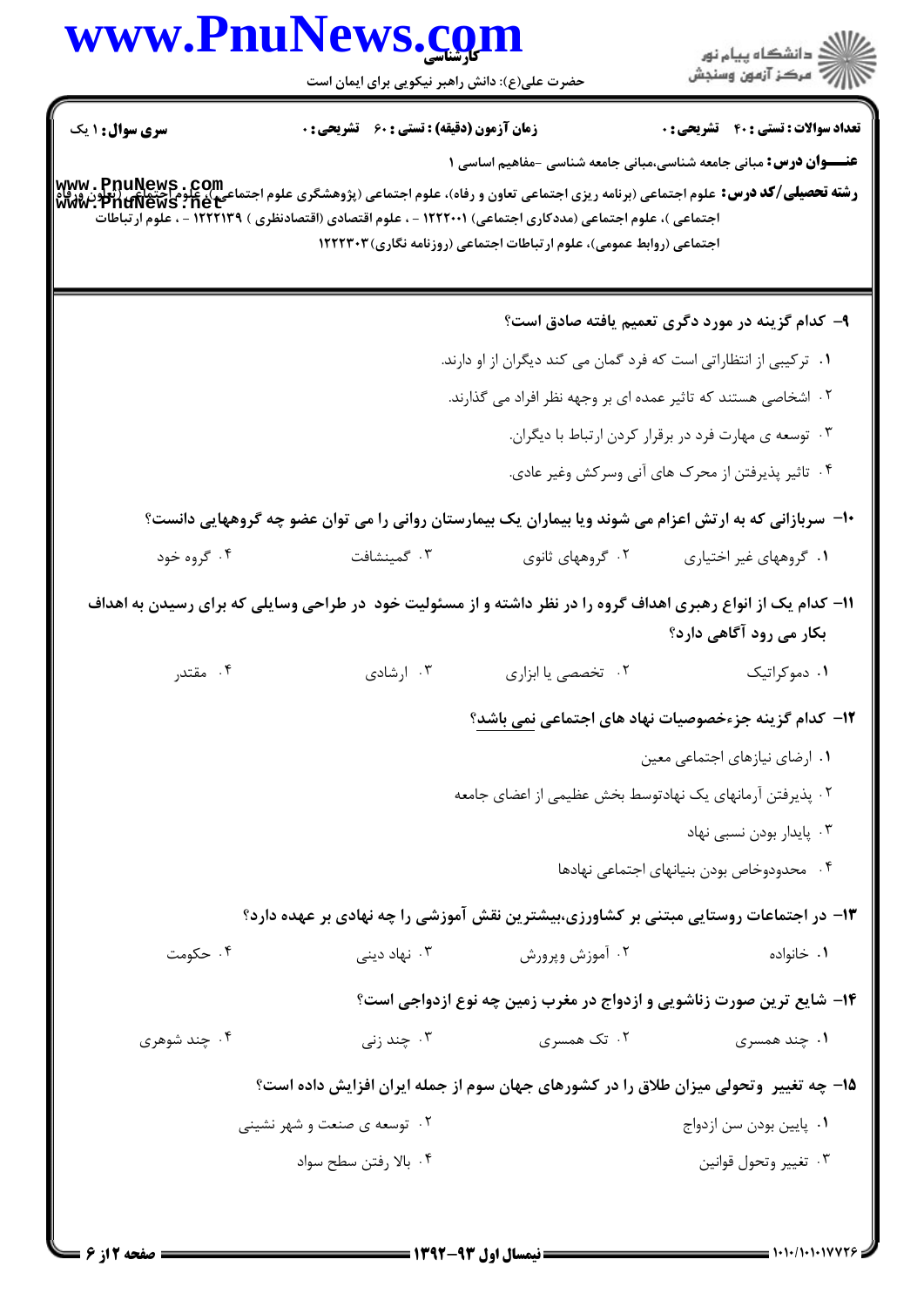**سری سوال:** ۱ یک

**زمان آزمون (دقیقه) : تستی : ۶۰ تشریحی : ۰**

**تعداد سوالات : تستی : ۴۰ تشریحی : ۰**

**عنـــوان درس:** مبانی جامعه شناسی،مبانی جامعه شناسی -مفاهیم اساسی ۱

**رشته تحصیلی/کد درس:** علوم اجتماعی (برنامه ریزی اجتماعی تعاون و رفاه)، علوم اجتماعی (پژوهشگری علوم اجتماعی)، علوم اجتماعی (تعاون ورفاه اجتماعی )، علوم اجتماعی (مددکاری اجتماعی) ۱۲۲۲۰۰۱ - ، علوم اقتصادی (اقتصادنظری ) ۱۲۲۲۱۳۹ - ، علوم ارتباطات اجتماعی (روابط عمومی)، علوم ارتباطات اجتماعی (روزنامه نگاری) ۱۲۲۲۳۰۳

**۹- کدام گزینه در مورد دگری تعمیم یافته صادق است؟**

۱. ترکیبی از انتظاراتی است که فرد گمان می کند دیگران از او دارند.

۲. اشخاصی هستند که تاثیر عمده ای بر وجهه نظر افراد می گذارند.

۳. توسعه ی مهارت فرد در برقرار کردن ارتباط با دیگران.

۴. تاثیر پذیرفتن از محرک های آنی وسرکش وغیر عادی.

**۱۰- سربازانی که به ارتش اعزام می شوند ویا بیماران یک بیمارستان روانی را می توان عضو چه گروههایی دانست؟**

۱. گروههای غیر اختیاری ۲. گروههای ثانوی ۳. گمینشافت ۴. گروه خود

**۱۱- کدام یک از انواع رهبری اهداف گروه را در نظر داشته و از مسئولیت خود در طراحی وسایلی که برای رسیدن به اهداف بکار می رود آگاهی دارد؟**

۱. دموکراتیک ۲. تخصصی یا ابزاری ۳. ارشادی ۴. مقتدر

**۱۲- کدام گزینه جزءخصوصیات نهاد های اجتماعی نمی باشد؟**

۱. ارضای نیازهای اجتماعی معین

۲. پذیرفتن آرمانهای یک نهادتوسط بخش عظیمی از اعضای جامعه

۳. پایدار بودن نسبی نهاد

۴. محدودوخاص بودن بنیانهای اجتماعی نهادها

**۱۳- در اجتماعات روستایی مبتنی بر کشاورزی،بیشترین نقش آموزشی را چه نهادی بر عهده دارد؟**

۱. خانواده ۲. آموزش وپرورش ۳. نهاد دینی ۴. حکومت

**۱۴- شایع ترین صورت زناشویی و ازدواج در مغرب زمین چه نوع ازدواجی است؟**

۱. چند همسری ۲. تک همسری ۳. چند زنی ۴. چند شوهری

**۱۵- چه تغییر وتحولی میزان طلاق را در کشورهای جهان سوم از جمله ایران افزایش داده است؟**

۱. پایین بودن سن ازدواج

۲. توسعه ی صنعت و شهر نشینی

۳. تغییر وتحول قوانین

۴. بالا رفتن سطح سواد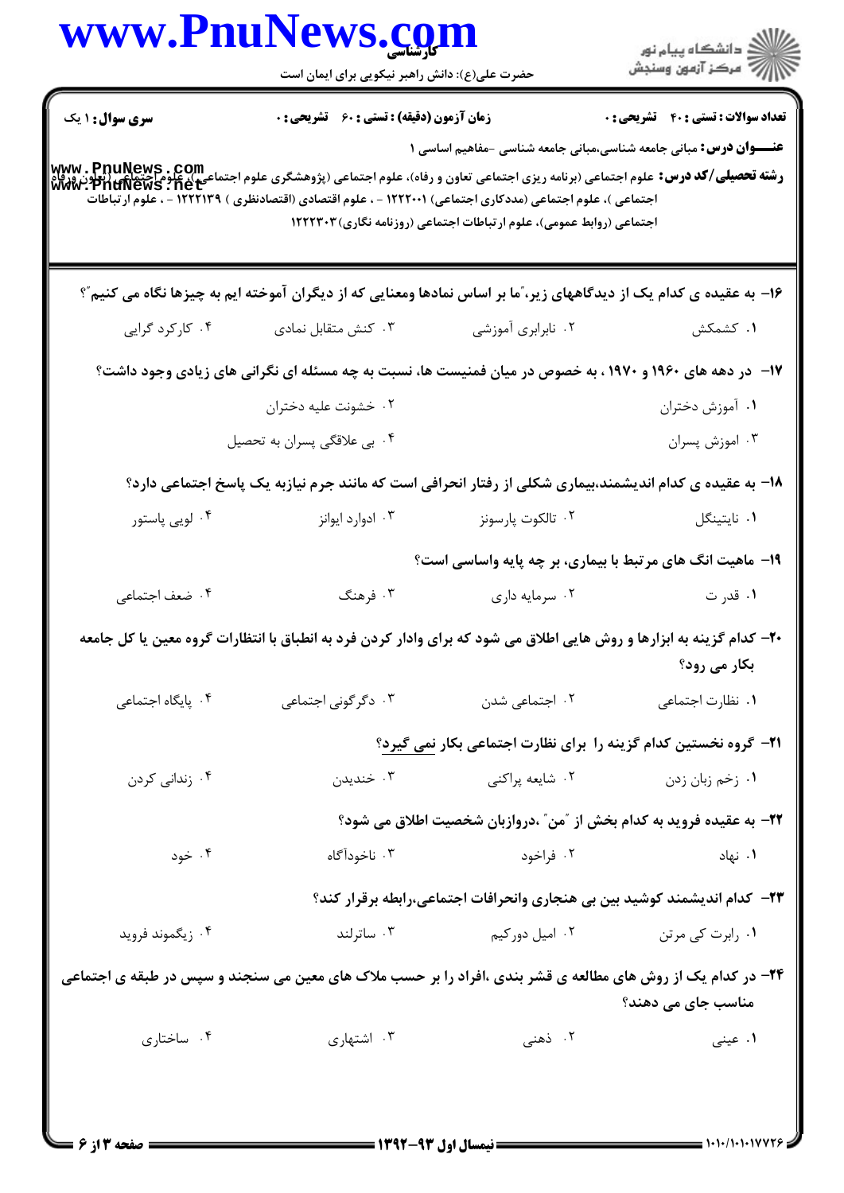**سری سوال:** ۱ یک

**زمان آزمون (دقیقه) : تستی : ۶۰ تشریحی : ۰**

**تعداد سوالات : تستی : ۴۰ تشریحی : ۰**

**عنـــوان درس:** مبانی جامعه شناسی،مبانی جامعه شناسی -مفاهیم اساسی ۱

**رشته تحصیلی/کد درس:** علوم اجتماعی (برنامه ریزی اجتماعی تعاون و رفاه)، علوم اجتماعی (پژوهشگری علوم اجتماعی )، علوم اجتماعی (تعاون ورفاه اجتماعی )، علوم اجتماعی (مددکاری اجتماعی) ۱۲۲۲۰۰۱ - ، علوم اقتصادی (اقتصادنظری ) ۱۲۲۲۱۳۹ - ، علوم ارتباطات اجتماعی (روابط عمومی)، علوم ارتباطات اجتماعی (روزنامه نگاری) ۱۲۲۲۳۰۳

۱۶- به عقیده ی کدام یک از دیدگاههای زیر،"ما بر اساس نمادها ومعنایی که از دیگران آموخته ایم به چیزها نگاه می کنیم"؟

۱. کشمکش
۲. نابرابری آموزشی
۳. کنش متقابل نمادی
۴. کارکرد گرایی

۱۷- در دهه های ۱۹۶۰ و ۱۹۷۰ ، به خصوص در میان فمنیست ها، نسبت به چه مسئله ای نگرانی های زیادی وجود داشت؟

۱. آموزش دختران
۲. خشونت علیه دختران
۳. اموزش پسران
۴. بی علاقگی پسران به تحصیل

۱۸- به عقیده ی کدام اندیشمند،بیماری شکلی از رفتار انحرافی است که مانند جرم نیازبه یک پاسخ اجتماعی دارد؟

۱. نایتینگل
۲. تالکوت پارسونز
۳. ادوارد ایوانز
۴. لویی پاستور

۱۹- ماهیت انگ های مرتبط با بیماری، بر چه پایه واساسی است؟

۱. قدر ت
۲. سرمایه داری
۳. فرهنگ
۴. ضعف اجتماعی

۲۰- کدام گزینه به ابزارها و روش هایی اطلاق می شود که برای وادار کردن فرد به انطباق با انتظارات گروه معین یا کل جامعه بکار می رود؟

۱. نظارت اجتماعی
۲. اجتماعی شدن
۳. دگرگونی اجتماعی
۴. پایگاه اجتماعی

۲۱- گروه نخستین کدام گزینه را برای نظارت اجتماعی بکار نمی گیرد؟

۱. زخم زبان زدن
۲. شایعه پراکنی
۳. خندیدن
۴. زندانی کردن

۲۲- به عقیده فروید به کدام بخش از "من" ،دروازبان شخصیت اطلاق می شود؟

۱. نهاد
۲. فراخود
۳. ناخودآگاه
۴. خود

۲۳- کدام اندیشمند کوشید بین بی هنجاری وانحرافات اجتماعی،رابطه برقرار کند؟

۱. رابرت کی مرتن
۲. امیل دورکیم
۳. ساترلند
۴. زیگموند فروید

۲۴- در کدام یک از روش های مطالعه ی قشر بندی ،افراد را بر حسب ملاک های معین می سنجند و سپس در طبقه ی اجتماعی مناسب جای می دهند؟

۱. عینی
۲. ذهنی
۳. اشتهاری
۴. ساختاری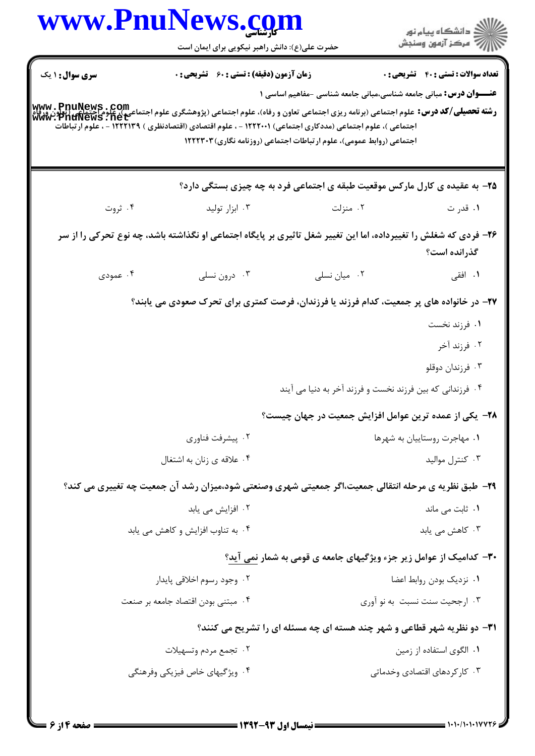**سری سوال:** ۱ یک

**زمان آزمون (دقیقه) : تستی :** ۶۰ **تشریحی :** ۰

**تعداد سوالات : تستی :** ۴۰ **تشریحی :** ۰

**عنـــوان درس:** مبانی جامعه شناسی،مبانی جامعه شناسی -مفاهیم اساسی ۱

**رشته تحصیلی/کد درس:** علوم اجتماعی (برنامه ریزی اجتماعی تعاون و رفاه)، علوم اجتماعی (پژوهشگری علوم اجتماعی )، علوم اجتماعی (تعاون ورفاه اجتماعی )، علوم اجتماعی (مددکاری اجتماعی) ۱۲۲۲۰۰۱ - ، علوم اقتصادی (اقتصادنظری ) ۱۲۲۲۱۳۹ - ، علوم ارتباطات اجتماعی (روابط عمومی)، علوم ارتباطات اجتماعی (روزنامه نگاری)۱۲۲۲۳۰۳

۲۵- به عقیده ی کارل مارکس موقعیت طبقه ی اجتماعی فرد به چه چیزی بستگی دارد؟

۱. قدر ت
۲. منزلت
۳. ابزار تولید
۴. ثروت

۲۶- فردی که شغلش را تغییرداده، اما این تغییر شغل تاثیری بر پایگاه اجتماعی او نگذاشته باشد، چه نوع تحرکی را از سر گذرانده است؟

۱. افقی
۲. میان نسلی
۳. درون نسلی
۴. عمودی

۲۷- در خانواده های پر جمعیت، کدام فرزند یا فرزندان، فرصت کمتری برای تحرک صعودی می یابند؟

۱. فرزند نخست
۲. فرزند آخر
۳. فرزندان دوقلو
۴. فرزندانی که بین فرزند نخست و فرزند آخر به دنیا می آیند

۲۸- یکی از عمده ترین عوامل افزایش جمعیت در جهان چیست؟

۱. مهاجرت روستاییان به شهرها
۲. پیشرفت فناوری
۳. کنترل موالید
۴. علاقه ی زنان به اشتغال

۲۹- طبق نظریه ی مرحله انتقالی جمعیت،اگر جمعیتی شهری وصنعتی شود،میزان رشد آن جمعیت چه تغییری می کند؟

۱. ثابت می ماند
۲. افزایش می یابد
۳. کاهش می یابد
۴. به تناوب افزایش و کاهش می یابد

۳۰- کدامیک از عوامل زیر جزء ویژگیهای جامعه ی قومی به شمار نمی آید؟

۱. نزدیک بودن روابط اعضا
۲. وجود رسوم اخلاقی پایدار
۳. ارجحیت سنت نسبت به نو آوری
۴. مبتنی بودن اقتصاد جامعه بر صنعت

۳۱- دو نظریه شهر قطاعی و شهر چند هسته ای چه مسئله ای را تشریح می کنند؟

۱. الگوی استفاده از زمین
۲. تجمع مردم وتسهیلات
۳. کارکردهای اقتصادی وخدماتی
۴. ویژگیهای خاص فیزیکی وفرهنگی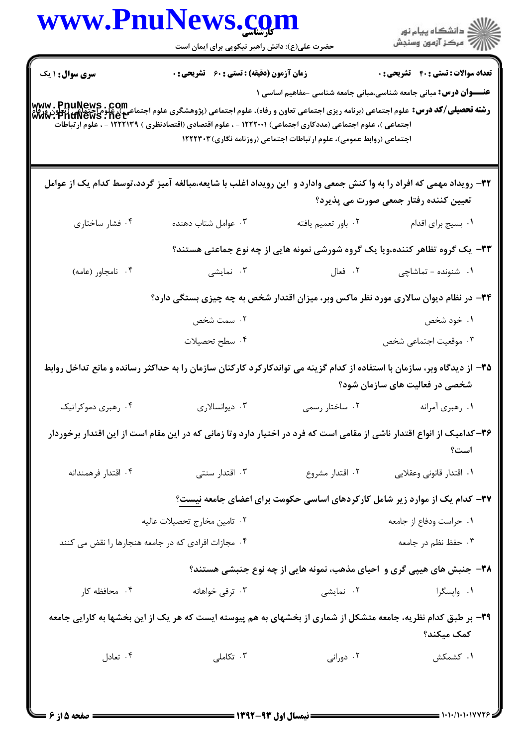**سری سوال:** ۱ یک

**زمان آزمون (دقیقه) : تستی : ۶۰ تشریحی : ۰**

**تعداد سوالات : تستی : ۴۰ تشریحی : ۰**

**عنـــوان درس:** مبانی جامعه شناسی،مبانی جامعه شناسی -مفاهیم اساسی ۱

**رشته تحصیلی/کد درس:** علوم اجتماعی (برنامه ریزی اجتماعی تعاون و رفاه)، علوم اجتماعی (پژوهشگری علوم اجتماعی)، علوم اجتماعی (تعاون ورفاه اجتماعی )، علوم اجتماعی (مددکاری اجتماعی) ۱۲۲۲۰۰۱ - ، علوم اقتصادی (اقتصادنظری ) ۱۲۲۲۱۳۹ - ، علوم ارتباطات اجتماعی (روابط عمومی)، علوم ارتباطات اجتماعی (روزنامه نگاری)۱۲۲۲۳۰۳

**۳۲- رویداد مهمی که افراد را به وا کنش جمعی وادارد و این رویداد اغلب با شایعه،مبالغه آمیز گردد،توسط کدام یک از عوامل تعیین کننده رفتار جمعی صورت می پذیرد؟**

۱. بسیج برای اقدام
۲. باور تعمیم یافته
۳. عوامل شتاب دهنده
۴. فشار ساختاری

**۳۳- یک گروه تظاهر کننده،ویا یک گروه شورشی نمونه هایی از چه نوع جماعتی هستند؟**

۱. شنونده - تماشاچی
۲. فعال
۳. نمایشی
۴. نامجاور (عامه)

**۳۴- در نظام دیوان سالاری مورد نظر ماکس وبر، میزان اقتدار شخص به چه چیزی بستگی دارد؟**

۱. خود شخص
۲. سمت شخص
۳. موقعیت اجتماعی شخص
۴. سطح تحصیلات

**۳۵- از دیدگاه وبر، سازمان با استفاده از کدام گزینه می تواندکارکرد کارکنان سازمان را به حداکثر رسانده و مانع تداخل روابط شخصی در فعالیت های سازمان شود؟**

۱. رهبری آمرانه
۲. ساختار رسمی
۳. دیوانسالاری
۴. رهبری دموکراتیک

**۳۶-کدامیک از انواع اقتدار ناشی از مقامی است که فرد در اختیار دارد وتا زمانی که در این مقام است از این اقتدار برخوردار است؟**

۱. اقتدار قانونی وعقلایی
۲. اقتدار مشروع
۳. اقتدار سنتی
۴. اقتدار فرهمندانه

**۳۷- کدام یک از موارد زیر شامل کارکردهای اساسی حکومت برای اعضای جامعه نیست؟**

۱. حراست ودفاع از جامعه
۲. تامین مخارج تحصیلات عالیه
۳. حفظ نظم در جامعه
۴. مجازات افرادی که در جامعه هنجارها را نقض می کنند

**۳۸- جنبش های هیپی گری و احیای مذهب، نمونه هایی از چه نوع جنبشی هستند؟**

۱. واپسگرا
۲. نمایشی
۳. ترقی خواهانه
۴. محافظه کار

**۳۹- بر طبق کدام نظریه، جامعه متشکل از شماری از بخشهای به هم پیوسته ایست که هر یک از این بخشها به کارایی جامعه کمک میکند؟**

۱. کشمکش
۲. دورانی
۳. تکاملی
۴. تعادل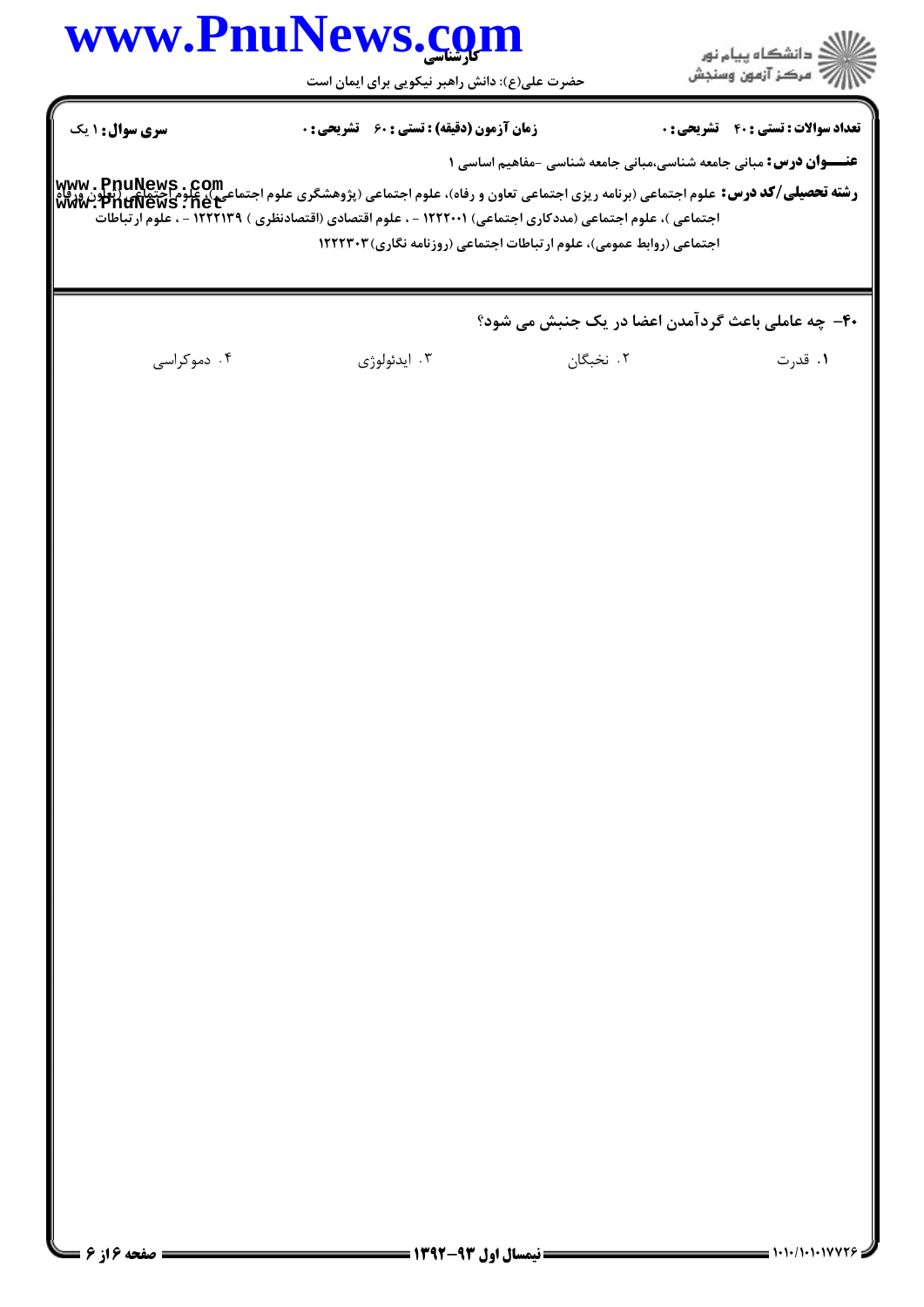**سری سوال:** ۱ یک

**زمان آزمون (دقیقه) : تستی :** ۶۰ **تشریحی :** ۰

**تعداد سوالات : تستی :** ۴۰ **تشریحی :** ۰

**عنـــوان درس:** مبانی جامعه شناسی،مبانی جامعه شناسی -مفاهیم اساسی ۱

**رشته تحصیلی/کد درس:** علوم اجتماعی (برنامه ریزی اجتماعی تعاون و رفاه)، علوم اجتماعی (پژوهشگری علوم اجتماعی)، علوم اجتماعی (تعاون ورفاه اجتماعی )، علوم اجتماعی (مددکاری اجتماعی) ۱۲۲۲۰۰۱ - ، علوم اقتصادی (اقتصادنظری ) ۱۲۲۲۱۳۹ - ، علوم ارتباطات اجتماعی (روابط عمومی)، علوم ارتباطات اجتماعی (روزنامه نگاری)۱۲۲۲۳۰۳

**۴۰- چه عاملی باعث گردآمدن اعضا در یک جنبش می شود؟**

۱. قدرت

۲. نخبگان

۳. ایدئولوژی

۴. دموکراسی